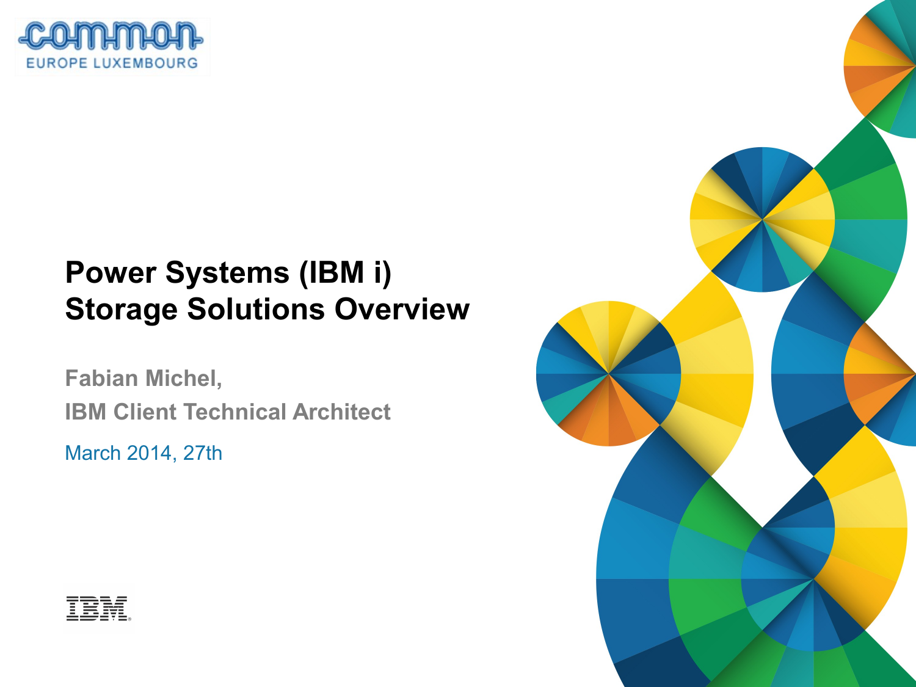# Power Systems (IBM i) Storage Solutions Overview

**Fabian Michel,**

**IBM Client Technical Architect**

March 2014, 27th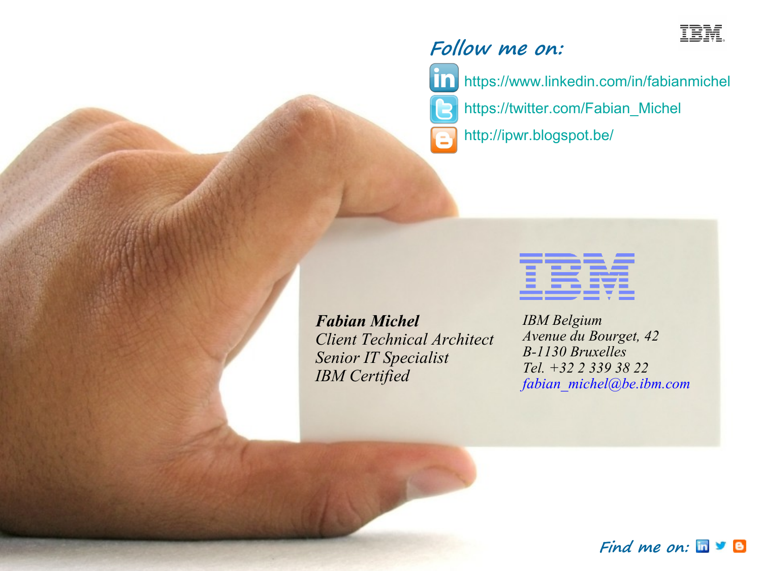## Follow me on:

https://www.linkedin.com/in/fabianmichel

https://twitter.com/Fabian_Michel

http://ipwr.blogspot.be/

IBM

***Fabian Michel***
*Client Technical Architect*
*Senior IT Specialist*
*IBM Certified*

*IBM Belgium*
*Avenue du Bourget, 42*
*B-1130 Bruxelles*
*Tel. +32 2 339 38 22*
*fabian_michel@be.ibm.com*

Find me on: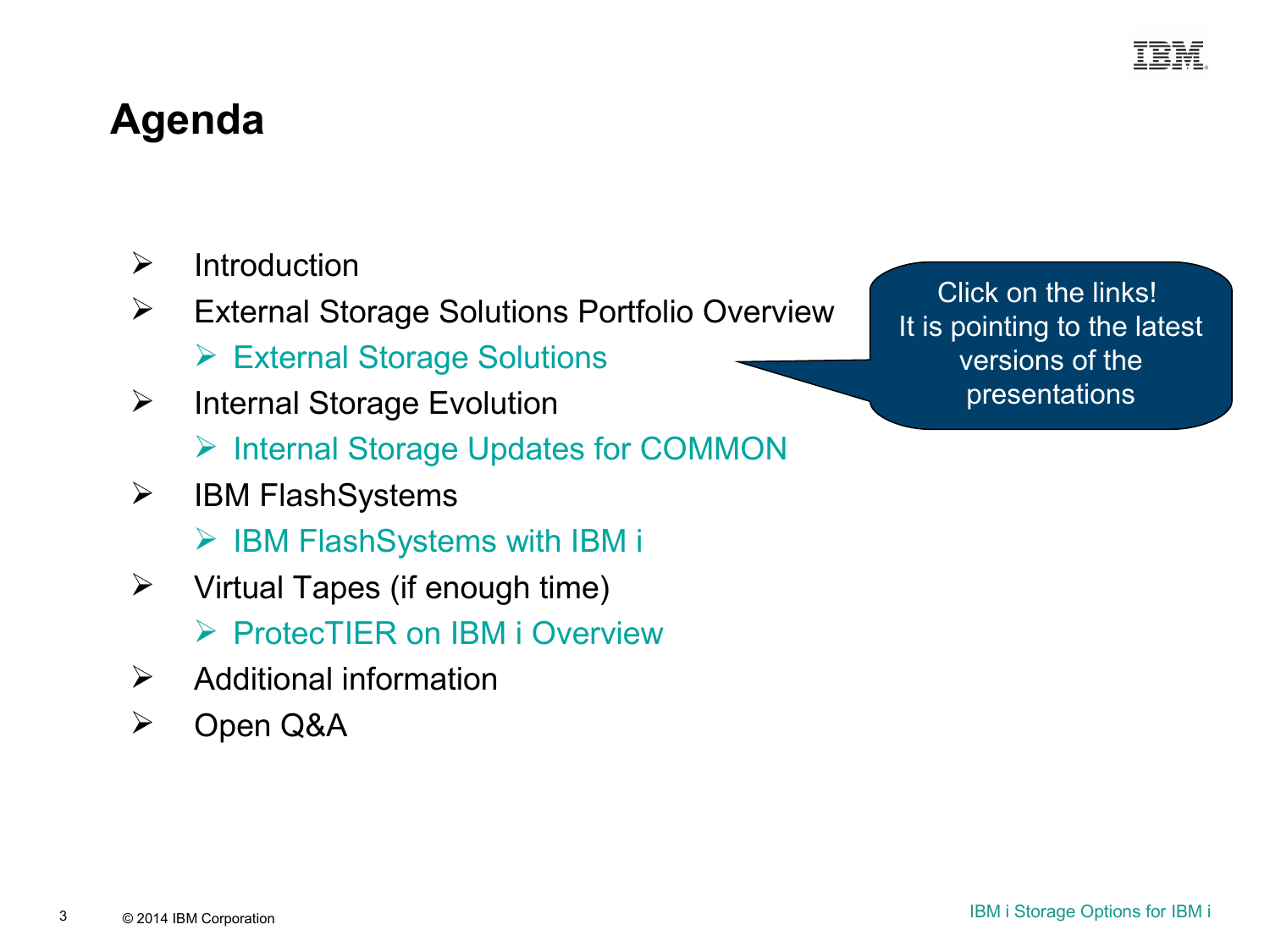# Agenda

- Introduction
- External Storage Solutions Portfolio Overview
  - External Storage Solutions
- Internal Storage Evolution
  - Internal Storage Updates for COMMON
- IBM FlashSystems
  - IBM FlashSystems with IBM i
- Virtual Tapes (if enough time)
  - ProtecTIER on IBM i Overview
- Additional information
- Open Q&A

Click on the links!
It is pointing to the latest versions of the presentations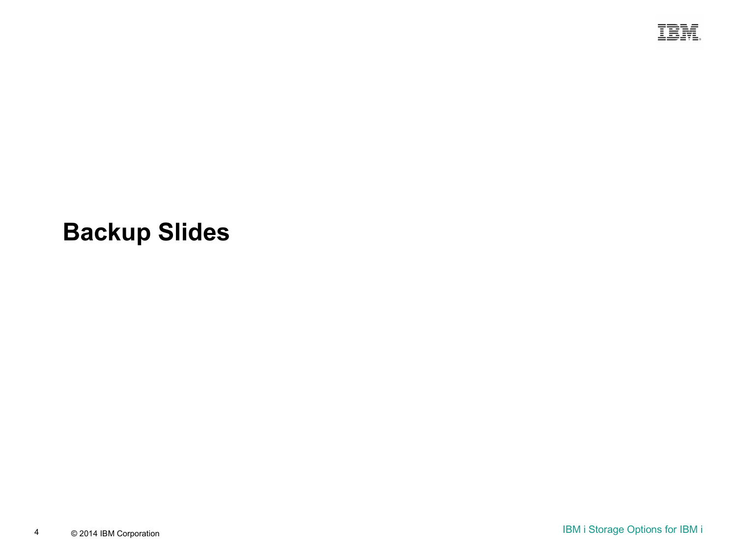# Backup Slides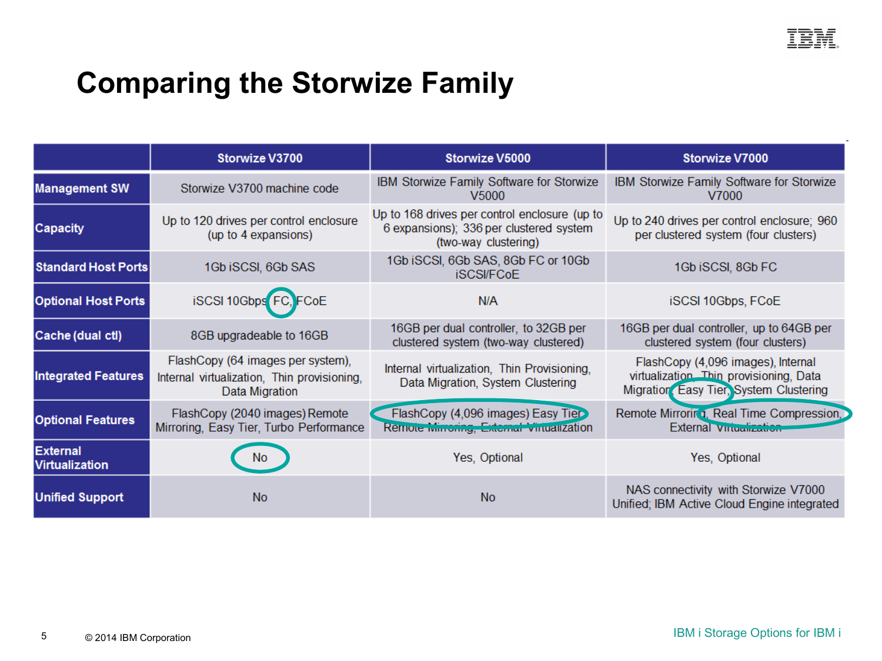# Comparing the Storwize Family

| | Storwize V3700 | Storwize V5000 | Storwize V7000 |
|---|---|---|---|
| **Management SW** | Storwize V3700 machine code | IBM Storwize Family Software for Storwize V5000 | IBM Storwize Family Software for Storwize V7000 |
| **Capacity** | Up to 120 drives per control enclosure (up to 4 expansions) | Up to 168 drives per control enclosure (up to 6 expansions); 336 per clustered system (two-way clustering) | Up to 240 drives per control enclosure; 960 per clustered system (four clusters) |
| **Standard Host Ports** | 1Gb iSCSI, 6Gb SAS | 1Gb iSCSI, 6Gb SAS, 8Gb FC or 10Gb iSCSI/FCoE | 1Gb iSCSI, 8Gb FC |
| **Optional Host Ports** | iSCSI 10Gbps, FC, FCoE | N/A | iSCSI 10Gbps, FCoE |
| **Cache (dual ctl)** | 8GB upgradeable to 16GB | 16GB per dual controller, to 32GB per clustered system (two-way clustered) | 16GB per dual controller, up to 64GB per clustered system (four clusters) |
| **Integrated Features** | FlashCopy (64 images per system), Internal virtualization, Thin provisioning, Data Migration | Internal virtualization, Thin Provisioning, Data Migration, System Clustering | FlashCopy (4,096 images), Internal virtualization, Thin provisioning, Data Migration, Easy Tier, System Clustering |
| **Optional Features** | FlashCopy (2040 images) Remote Mirroring, Easy Tier, Turbo Performance | FlashCopy (4,096 images) Easy Tier Remote Mirroring, External Virtualization | Remote Mirroring, Real Time Compression, External Virtualization |
| **External Virtualization** | No | Yes, Optional | Yes, Optional |
| **Unified Support** | No | No | NAS connectivity with Storwize V7000 Unified; IBM Active Cloud Engine integrated |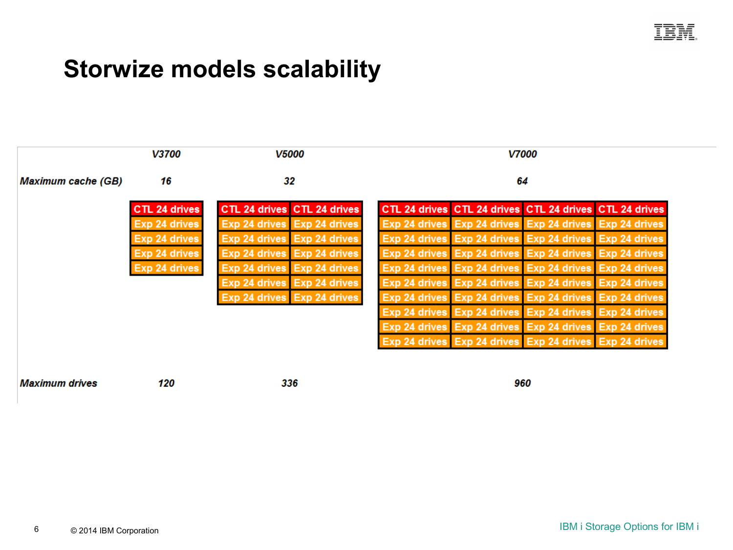# Storwize models scalability

| | V3700 | V5000 | V7000 |
|---|---|---|---|
| *Maximum cache (GB)* | *16* | *32* | *64* |
| | CTL 24 drives<br>Exp 24 drives<br>Exp 24 drives<br>Exp 24 drives<br>Exp 24 drives | CTL 24 drives, CTL 24 drives<br>Exp 24 drives, Exp 24 drives (×6 rows) | CTL 24 drives, CTL 24 drives, CTL 24 drives, CTL 24 drives<br>Exp 24 drives, Exp 24 drives, Exp 24 drives, Exp 24 drives (×9 rows) |
| *Maximum drives* | *120* | *336* | *960* |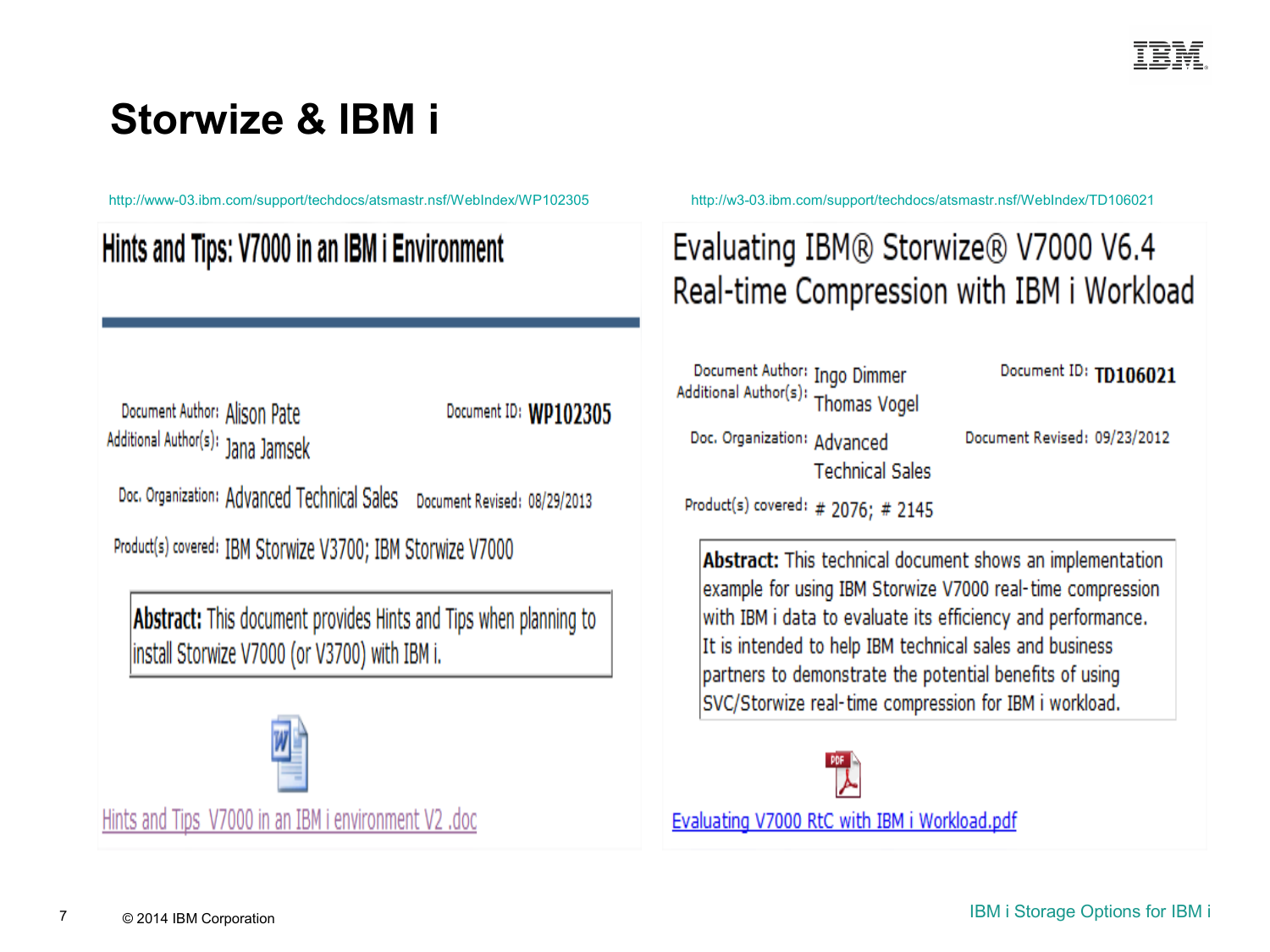# Storwize & IBM i

http://www-03.ibm.com/support/techdocs/atsmastr.nsf/WebIndex/WP102305

## Hints and Tips: V7000 in an IBM i Environment

Document Author: Alison Pate
Additional Author(s): Jana Jamsek

Document ID: **WP102305**

Doc. Organization: Advanced Technical Sales

Document Revised: 08/29/2013

Product(s) covered: IBM Storwize V3700; IBM Storwize V7000

**Abstract:** This document provides Hints and Tips when planning to install Storwize V7000 (or V3700) with IBM i.

Hints and Tips_V7000 in an IBM i environment V2 .doc

http://w3-03.ibm.com/support/techdocs/atsmastr.nsf/WebIndex/TD106021

## Evaluating IBM® Storwize® V7000 V6.4 Real-time Compression with IBM i Workload

Document Author: Ingo Dimmer
Additional Author(s): Thomas Vogel

Document ID: **TD106021**

Doc. Organization: Advanced Technical Sales

Document Revised: 09/23/2012

Product(s) covered: # 2076; # 2145

**Abstract:** This technical document shows an implementation example for using IBM Storwize V7000 real-time compression with IBM i data to evaluate its efficiency and performance. It is intended to help IBM technical sales and business partners to demonstrate the potential benefits of using SVC/Storwize real-time compression for IBM i workload.

Evaluating V7000 RtC with IBM i Workload.pdf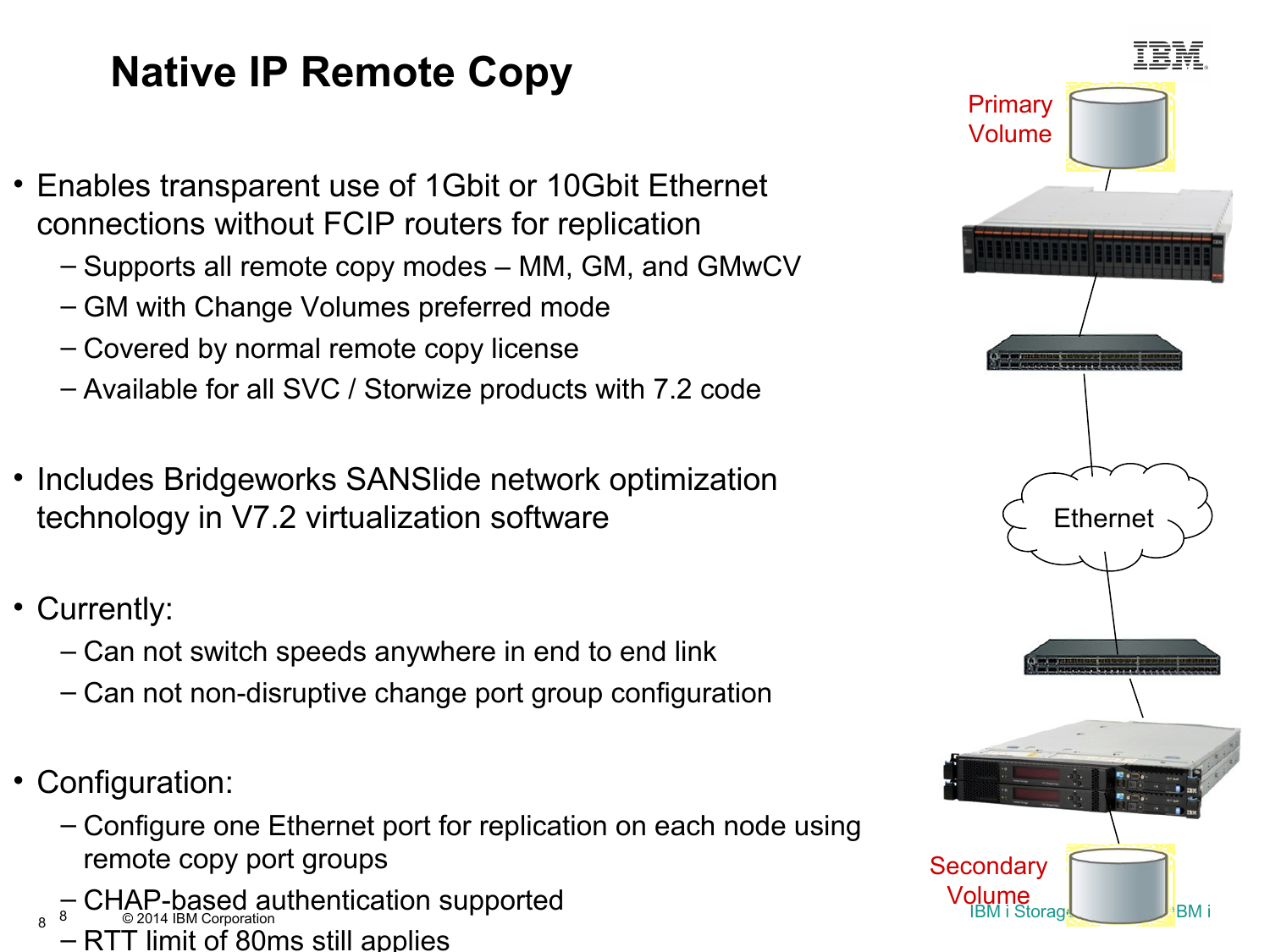# Native IP Remote Copy

- Enables transparent use of 1Gbit or 10Gbit Ethernet connections without FCIP routers for replication
  - Supports all remote copy modes – MM, GM, and GMwCV
  - GM with Change Volumes preferred mode
  - Covered by normal remote copy license
  - Available for all SVC / Storwize products with 7.2 code

- Includes Bridgeworks SANSlide network optimization technology in V7.2 virtualization software

- Currently:
  - Can not switch speeds anywhere in end to end link
  - Can not non-disruptive change port group configuration

- Configuration:
  - Configure one Ethernet port for replication on each node using remote copy port groups
  - CHAP-based authentication supported
  - RTT limit of 80ms still applies

Primary Volume

Ethernet

Secondary Volume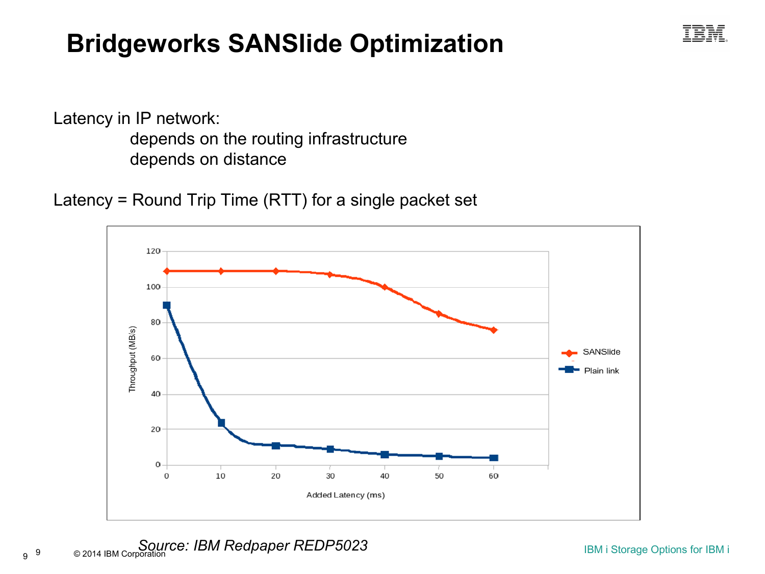# Bridgeworks SANSlide Optimization

Latency in IP network:

- depends on the routing infrastructure
- depends on distance

Latency = Round Trip Time (RTT) for a single packet set

Throughput (MB/s) vs. Added Latency (ms)

| Added Latency (ms) | SANSlide | Plain link |
|---|---|---|
| 0 | 109 | 90 |
| 10 | 109 | 24 |
| 20 | 109 | 11 |
| 30 | 107 | 9 |
| 40 | 100 | 6 |
| 50 | 85 | 5 |
| 60 | 76 | 4 |

*Source: IBM Redpaper REDP5023*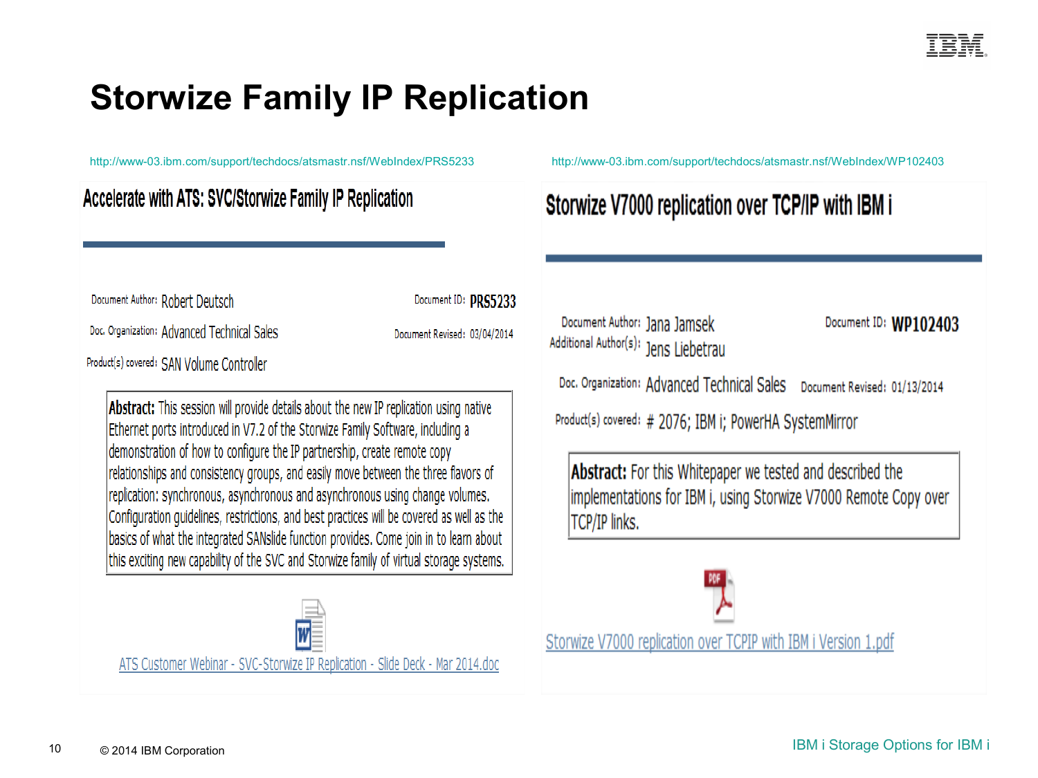# Storwize Family IP Replication

http://www-03.ibm.com/support/techdocs/atsmastr.nsf/WebIndex/PRS5233

## Accelerate with ATS: SVC/Storwize Family IP Replication

Document Author: Robert Deutsch

Document ID: PRS5233

Doc. Organization: Advanced Technical Sales

Document Revised: 03/04/2014

Product(s) covered: SAN Volume Controller

**Abstract:** This session will provide details about the new IP replication using native Ethernet ports introduced in V7.2 of the Storwize Family Software, including a demonstration of how to configure the IP partnership, create remote copy relationships and consistency groups, and easily move between the three flavors of replication: synchronous, asynchronous and asynchronous using change volumes. Configuration guidelines, restrictions, and best practices will be covered as well as the basics of what the integrated SANslide function provides. Come join in to learn about this exciting new capability of the SVC and Storwize family of virtual storage systems.

ATS Customer Webinar - SVC-Storwize IP Replication - Slide Deck - Mar 2014.doc

http://www-03.ibm.com/support/techdocs/atsmastr.nsf/WebIndex/WP102403

## Storwize V7000 replication over TCP/IP with IBM i

Document Author: Jana Jamsek

Additional Author(s): Jens Liebetrau

Document ID: **WP102403**

Doc. Organization: Advanced Technical Sales

Document Revised: 01/13/2014

Product(s) covered: # 2076; IBM i; PowerHA SystemMirror

**Abstract:** For this Whitepaper we tested and described the implementations for IBM i, using Storwize V7000 Remote Copy over TCP/IP links.

Storwize V7000 replication over TCPIP with IBM i Version 1.pdf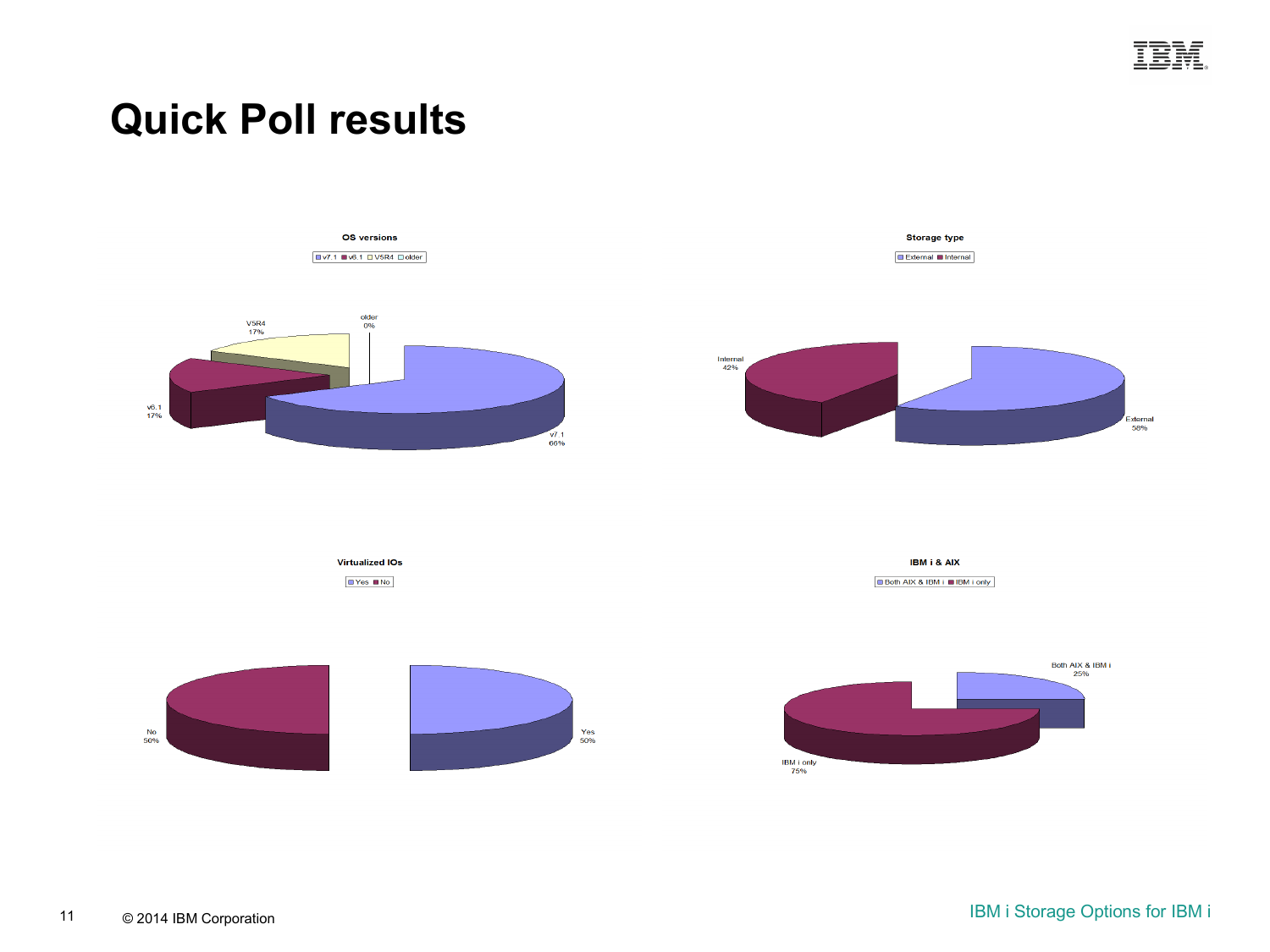# Quick Poll results

**OS versions**

v7.1 | v6.1 | V5R4 | older

- v7.1: 66%
- v6.1: 17%
- V5R4: 17%
- older: 0%

**Storage type**

External | Internal

- External: 58%
- Internal: 42%

**Virtualized IOs**

Yes | No

- Yes: 50%
- No: 50%

**IBM i & AIX**

Both AIX & IBM i | IBM i only

- Both AIX & IBM i: 25%
- IBM i only: 75%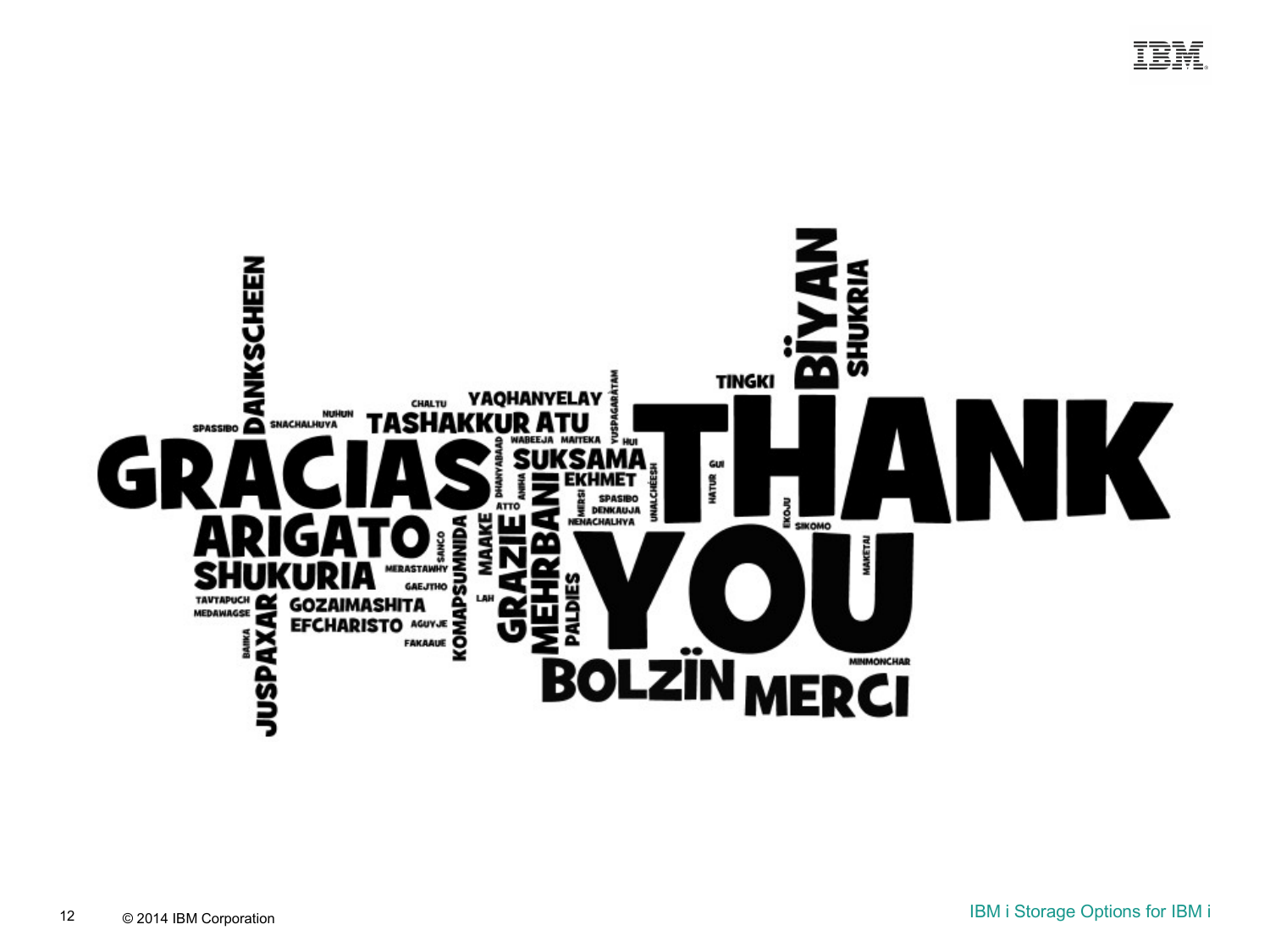GRACIAS THANK YOU

DANKSCHEEN SPASSIBO NUHUN SNACHALHUYA CHALTU YAQHANYELAY TASHAKKUR ATU YUSPAGARÄTAM TINGKI BÏYAN SHUKRIA

ARIGATO SHUKURIA WABEEJA MAITEKA HUI SUKSAMA EKHMET GUI DHANYABAAD ANIHA MERSI SPASIBO DENKAUJA NENACHALHYA UNALCHÉESH HATUR EKOJU SIKOMO ATTO SANCO MAAKE GRAZIE MEHRBANI KOMAPSUMNIDA MERASTAWHY GAEJTHO LAH PALDIES MAKETAI

TAVTAPUCH MEDAWAGSE GOZAIMASHITA EFCHARISTO AGUYJE FAKAAUE BAIKA JUSPAXAR MINMONCHAR

BOLZÏN MERCI